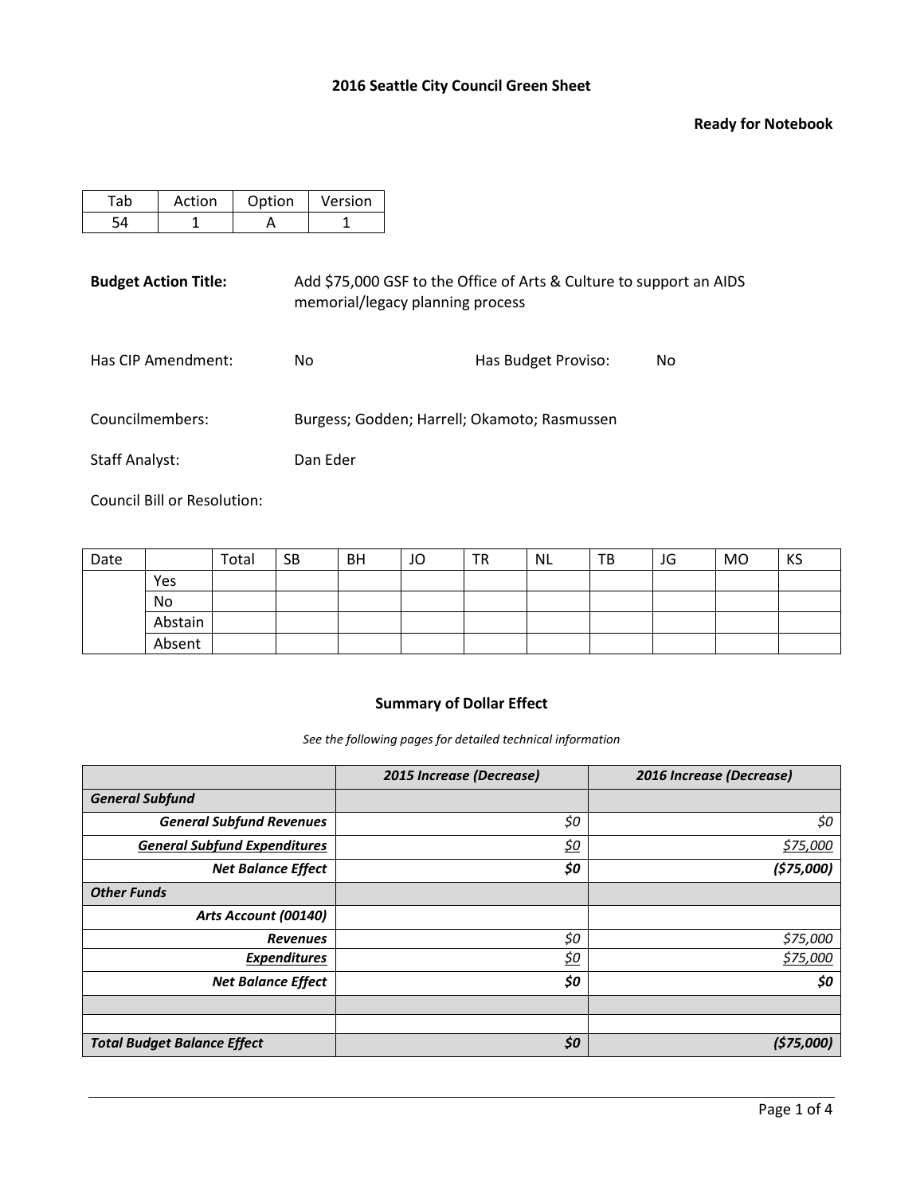# 2016 Seattle City Council Green Sheet

**Ready for Notebook**

| Tab | Action | Option | Version |
|---|---|---|---|
| 54 | 1 | A | 1 |

**Budget Action Title:** Add $75,000 GSF to the Office of Arts & Culture to support an AIDS memorial/legacy planning process

Has CIP Amendment: No

Has Budget Proviso: No

Councilmembers: Burgess; Godden; Harrell; Okamoto; Rasmussen

Staff Analyst: Dan Eder

Council Bill or Resolution:

| Date | | Total | SB | BH | JO | TR | NL | TB | JG | MO | KS |
|---|---|---|---|---|---|---|---|---|---|---|---|
| | Yes | | | | | | | | | | |
| | No | | | | | | | | | | |
| | Abstain | | | | | | | | | | |
| | Absent | | | | | | | | | | |

## Summary of Dollar Effect

*See the following pages for detailed technical information*

| | *2015 Increase (Decrease)* | *2016 Increase (Decrease)* |
|---|---|---|
| ***General Subfund*** | | |
| ***General Subfund Revenues*** | *$0* | *$0* |
| ***General Subfund Expenditures*** | *$0* | *$75,000* |
| ***Net Balance Effect*** | ***$0*** | ***($75,000)*** |
| ***Other Funds*** | | |
| ***Arts Account (00140)*** | | |
| ***Revenues*** | *$0* | *$75,000* |
| ***Expenditures*** | *$0* | *$75,000* |
| ***Net Balance Effect*** | ***$0*** | ***$0*** |
| | | |
| | | |
| ***Total Budget Balance Effect*** | ***$0*** | ***($75,000)*** |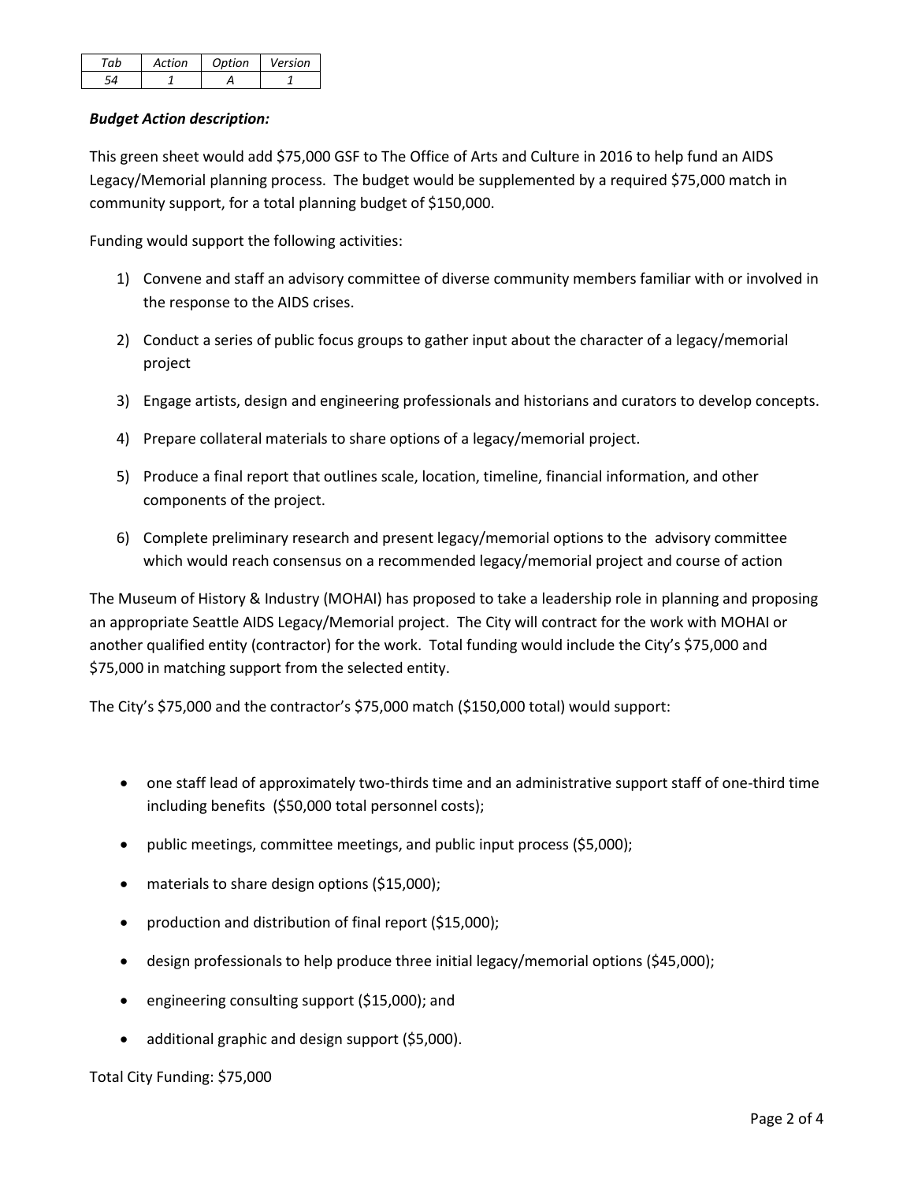| *Tab* | *Action* | *Option* | *Version* |
|---|---|---|---|
| *54* | *1* | *A* | *1* |

***Budget Action description:***

This green sheet would add $75,000 GSF to The Office of Arts and Culture in 2016 to help fund an AIDS Legacy/Memorial planning process. The budget would be supplemented by a required $75,000 match in community support, for a total planning budget of $150,000.

Funding would support the following activities:

1) Convene and staff an advisory committee of diverse community members familiar with or involved in the response to the AIDS crises.
2) Conduct a series of public focus groups to gather input about the character of a legacy/memorial project
3) Engage artists, design and engineering professionals and historians and curators to develop concepts.
4) Prepare collateral materials to share options of a legacy/memorial project.
5) Produce a final report that outlines scale, location, timeline, financial information, and other components of the project.
6) Complete preliminary research and present legacy/memorial options to the advisory committee which would reach consensus on a recommended legacy/memorial project and course of action

The Museum of History & Industry (MOHAI) has proposed to take a leadership role in planning and proposing an appropriate Seattle AIDS Legacy/Memorial project. The City will contract for the work with MOHAI or another qualified entity (contractor) for the work. Total funding would include the City's $75,000 and $75,000 in matching support from the selected entity.

The City's $75,000 and the contractor's $75,000 match ($150,000 total) would support:

- one staff lead of approximately two-thirds time and an administrative support staff of one-third time including benefits ($50,000 total personnel costs);
- public meetings, committee meetings, and public input process ($5,000);
- materials to share design options ($15,000);
- production and distribution of final report ($15,000);
- design professionals to help produce three initial legacy/memorial options ($45,000);
- engineering consulting support ($15,000); and
- additional graphic and design support ($5,000).

Total City Funding: $75,000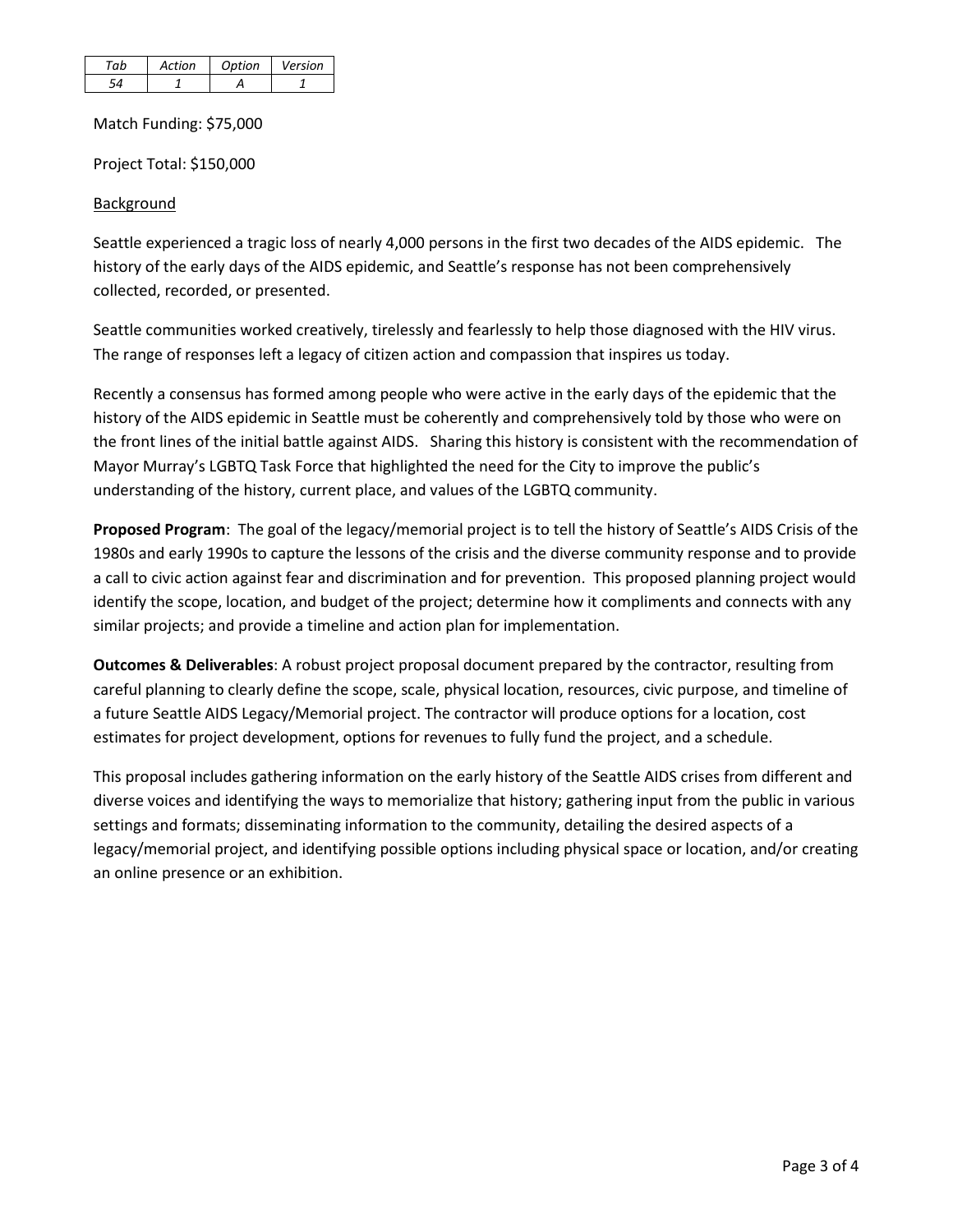| *Tab* | *Action* | *Option* | *Version* |
|---|---|---|---|
| *54* | *1* | *A* | *1* |

Match Funding: $75,000

Project Total: $150,000

Background

Seattle experienced a tragic loss of nearly 4,000 persons in the first two decades of the AIDS epidemic. The history of the early days of the AIDS epidemic, and Seattle's response has not been comprehensively collected, recorded, or presented.

Seattle communities worked creatively, tirelessly and fearlessly to help those diagnosed with the HIV virus. The range of responses left a legacy of citizen action and compassion that inspires us today.

Recently a consensus has formed among people who were active in the early days of the epidemic that the history of the AIDS epidemic in Seattle must be coherently and comprehensively told by those who were on the front lines of the initial battle against AIDS. Sharing this history is consistent with the recommendation of Mayor Murray's LGBTQ Task Force that highlighted the need for the City to improve the public's understanding of the history, current place, and values of the LGBTQ community.

**Proposed Program**: The goal of the legacy/memorial project is to tell the history of Seattle's AIDS Crisis of the 1980s and early 1990s to capture the lessons of the crisis and the diverse community response and to provide a call to civic action against fear and discrimination and for prevention. This proposed planning project would identify the scope, location, and budget of the project; determine how it compliments and connects with any similar projects; and provide a timeline and action plan for implementation.

**Outcomes & Deliverables**: A robust project proposal document prepared by the contractor, resulting from careful planning to clearly define the scope, scale, physical location, resources, civic purpose, and timeline of a future Seattle AIDS Legacy/Memorial project. The contractor will produce options for a location, cost estimates for project development, options for revenues to fully fund the project, and a schedule.

This proposal includes gathering information on the early history of the Seattle AIDS crises from different and diverse voices and identifying the ways to memorialize that history; gathering input from the public in various settings and formats; disseminating information to the community, detailing the desired aspects of a legacy/memorial project, and identifying possible options including physical space or location, and/or creating an online presence or an exhibition.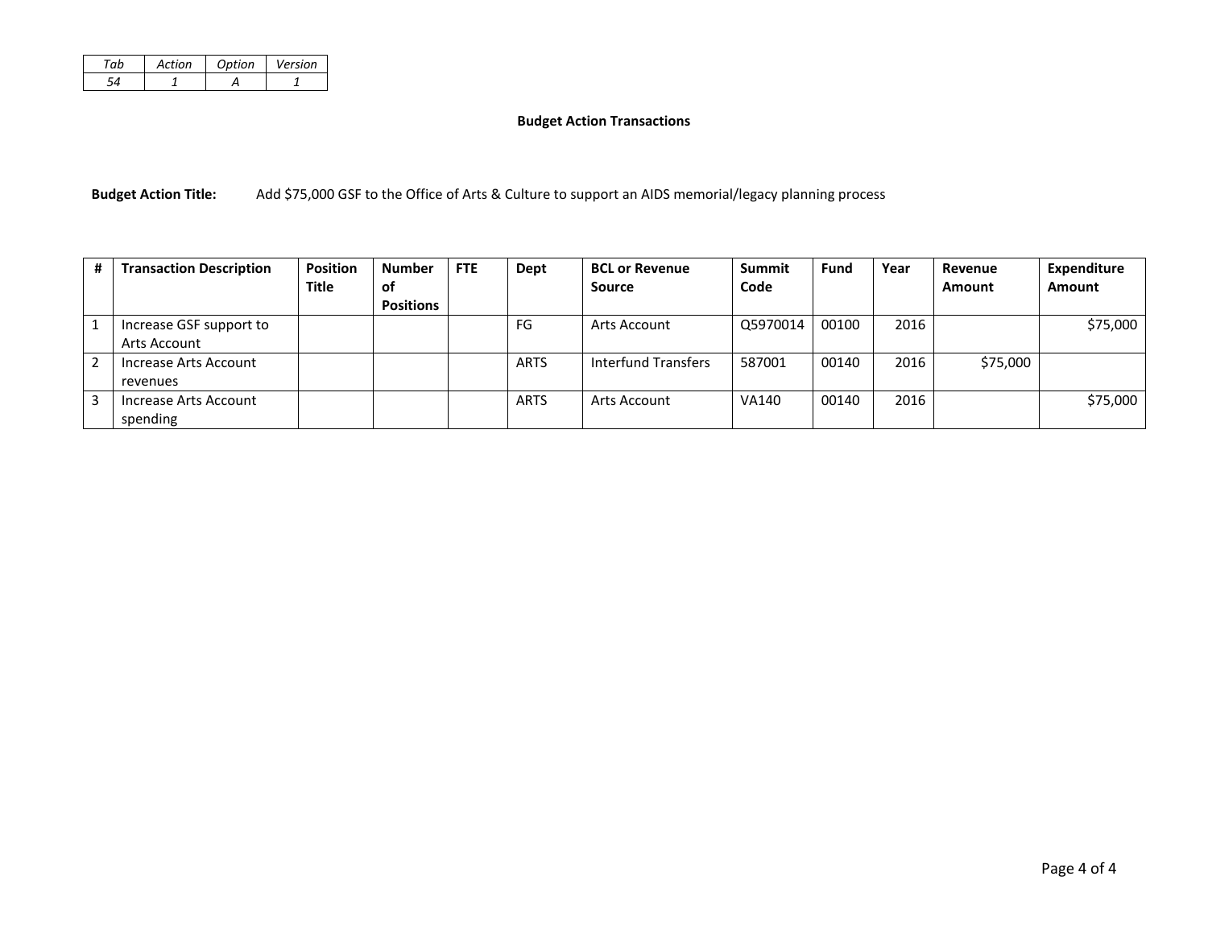| Tab | Action | Option | Version |
|---|---|---|---|
| 54 | 1 | A | 1 |

**Budget Action Transactions**

**Budget Action Title:** Add $75,000 GSF to the Office of Arts & Culture to support an AIDS memorial/legacy planning process

| # | Transaction Description | Position Title | Number of Positions | FTE | Dept | BCL or Revenue Source | Summit Code | Fund | Year | Revenue Amount | Expenditure Amount |
|---|---|---|---|---|---|---|---|---|---|---|---|
| 1 | Increase GSF support to Arts Account | | | | FG | Arts Account | Q5970014 | 00100 | 2016 | | $75,000 |
| 2 | Increase Arts Account revenues | | | | ARTS | Interfund Transfers | 587001 | 00140 | 2016 | $75,000 | |
| 3 | Increase Arts Account spending | | | | ARTS | Arts Account | VA140 | 00140 | 2016 | | $75,000 |